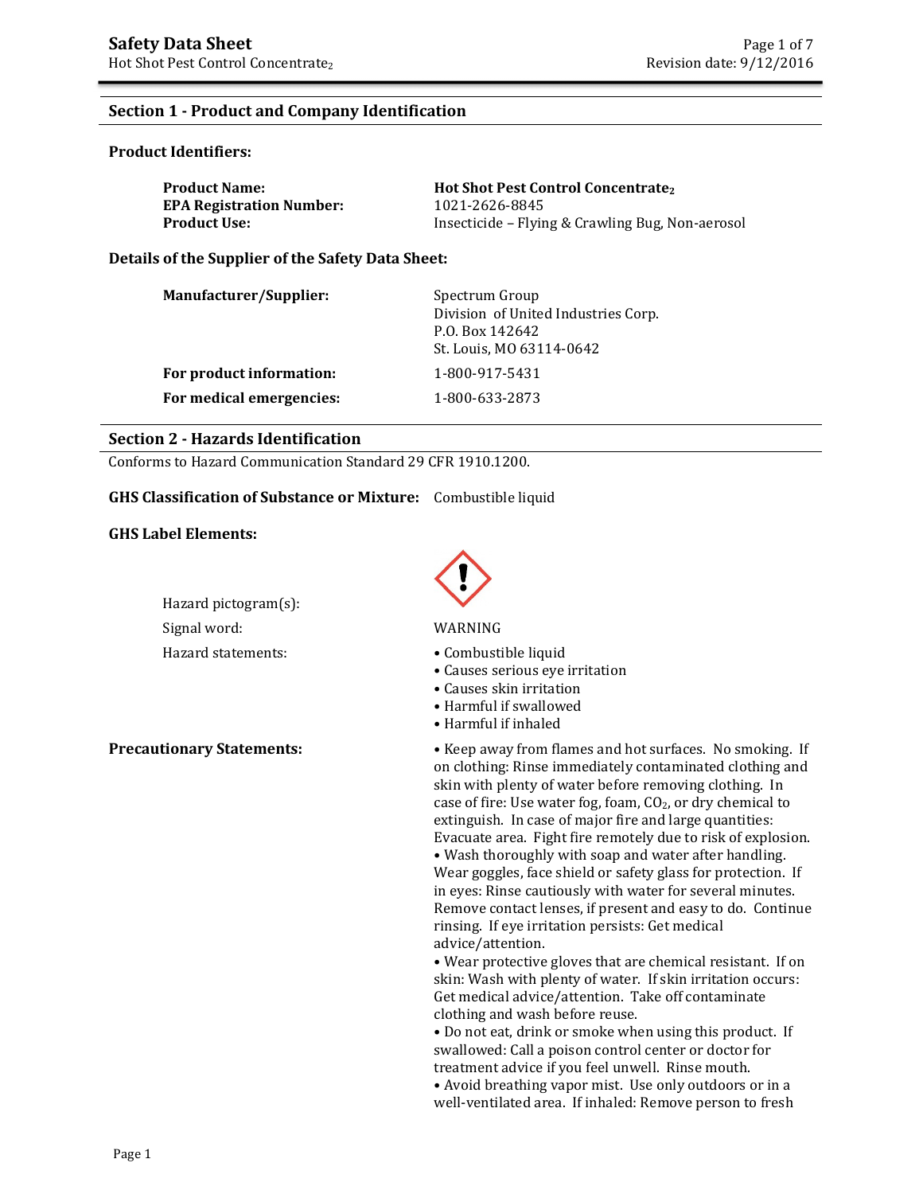# Safety Data Sheet

Hot Shot Pest Control Concentrate$_2$

## Section 1 - Product and Company Identification

### Product Identifiers:

| | |
|---|---|
| **Product Name:** | **Hot Shot Pest Control Concentrate$_2$** |
| **EPA Registration Number:** | 1021-2626-8845 |
| **Product Use:** | Insecticide – Flying & Crawling Bug, Non-aerosol |

### Details of the Supplier of the Safety Data Sheet:

| | |
|---|---|
| **Manufacturer/Supplier:** | Spectrum Group<br>Division of United Industries Corp.<br>P.O. Box 142642<br>St. Louis, MO 63114-0642 |
| **For product information:** | 1-800-917-5431 |
| **For medical emergencies:** | 1-800-633-2873 |

## Section 2 - Hazards Identification

Conforms to Hazard Communication Standard 29 CFR 1910.1200.

**GHS Classification of Substance or Mixture:** Combustible liquid

**GHS Label Elements:**

Hazard pictogram(s):

Signal word: WARNING

Hazard statements:

- Combustible liquid
- Causes serious eye irritation
- Causes skin irritation
- Harmful if swallowed
- Harmful if inhaled

**Precautionary Statements:**

- Keep away from flames and hot surfaces. No smoking. If on clothing: Rinse immediately contaminated clothing and skin with plenty of water before removing clothing. In case of fire: Use water fog, foam, $CO_2$, or dry chemical to extinguish. In case of major fire and large quantities: Evacuate area. Fight fire remotely due to risk of explosion.
- Wash thoroughly with soap and water after handling. Wear goggles, face shield or safety glass for protection. If in eyes: Rinse cautiously with water for several minutes. Remove contact lenses, if present and easy to do. Continue rinsing. If eye irritation persists: Get medical advice/attention.
- Wear protective gloves that are chemical resistant. If on skin: Wash with plenty of water. If skin irritation occurs: Get medical advice/attention. Take off contaminate clothing and wash before reuse.
- Do not eat, drink or smoke when using this product. If swallowed: Call a poison control center or doctor for treatment advice if you feel unwell. Rinse mouth.
- Avoid breathing vapor mist. Use only outdoors or in a well-ventilated area. If inhaled: Remove person to fresh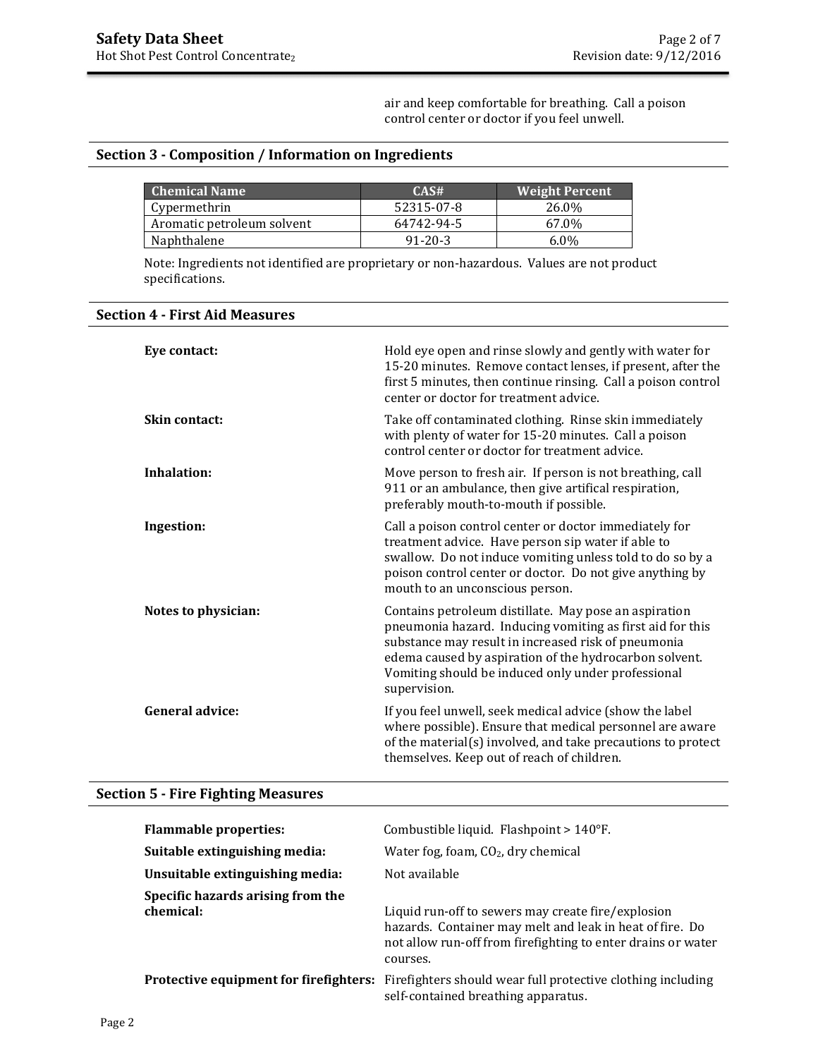air and keep comfortable for breathing. Call a poison control center or doctor if you feel unwell.

## Section 3 - Composition / Information on Ingredients

| Chemical Name | CAS# | Weight Percent |
|---|---|---|
| Cypermethrin | 52315-07-8 | 26.0% |
| Aromatic petroleum solvent | 64742-94-5 | 67.0% |
| Naphthalene | 91-20-3 | 6.0% |

Note: Ingredients not identified are proprietary or non-hazardous. Values are not product specifications.

## Section 4 - First Aid Measures

**Eye contact:** Hold eye open and rinse slowly and gently with water for 15-20 minutes. Remove contact lenses, if present, after the first 5 minutes, then continue rinsing. Call a poison control center or doctor for treatment advice.

**Skin contact:** Take off contaminated clothing. Rinse skin immediately with plenty of water for 15-20 minutes. Call a poison control center or doctor for treatment advice.

**Inhalation:** Move person to fresh air. If person is not breathing, call 911 or an ambulance, then give artifical respiration, preferably mouth-to-mouth if possible.

**Ingestion:** Call a poison control center or doctor immediately for treatment advice. Have person sip water if able to swallow. Do not induce vomiting unless told to do so by a poison control center or doctor. Do not give anything by mouth to an unconscious person.

**Notes to physician:** Contains petroleum distillate. May pose an aspiration pneumonia hazard. Inducing vomiting as first aid for this substance may result in increased risk of pneumonia edema caused by aspiration of the hydrocarbon solvent. Vomiting should be induced only under professional supervision.

**General advice:** If you feel unwell, seek medical advice (show the label where possible). Ensure that medical personnel are aware of the material(s) involved, and take precautions to protect themselves. Keep out of reach of children.

## Section 5 - Fire Fighting Measures

**Flammable properties:** Combustible liquid. Flashpoint > 140°F.

**Suitable extinguishing media:** Water fog, foam, $CO_2$, dry chemical

**Unsuitable extinguishing media:** Not available

**Specific hazards arising from the chemical:** Liquid run-off to sewers may create fire/explosion hazards. Container may melt and leak in heat of fire. Do not allow run-off from firefighting to enter drains or water courses.

**Protective equipment for firefighters:** Firefighters should wear full protective clothing including self-contained breathing apparatus.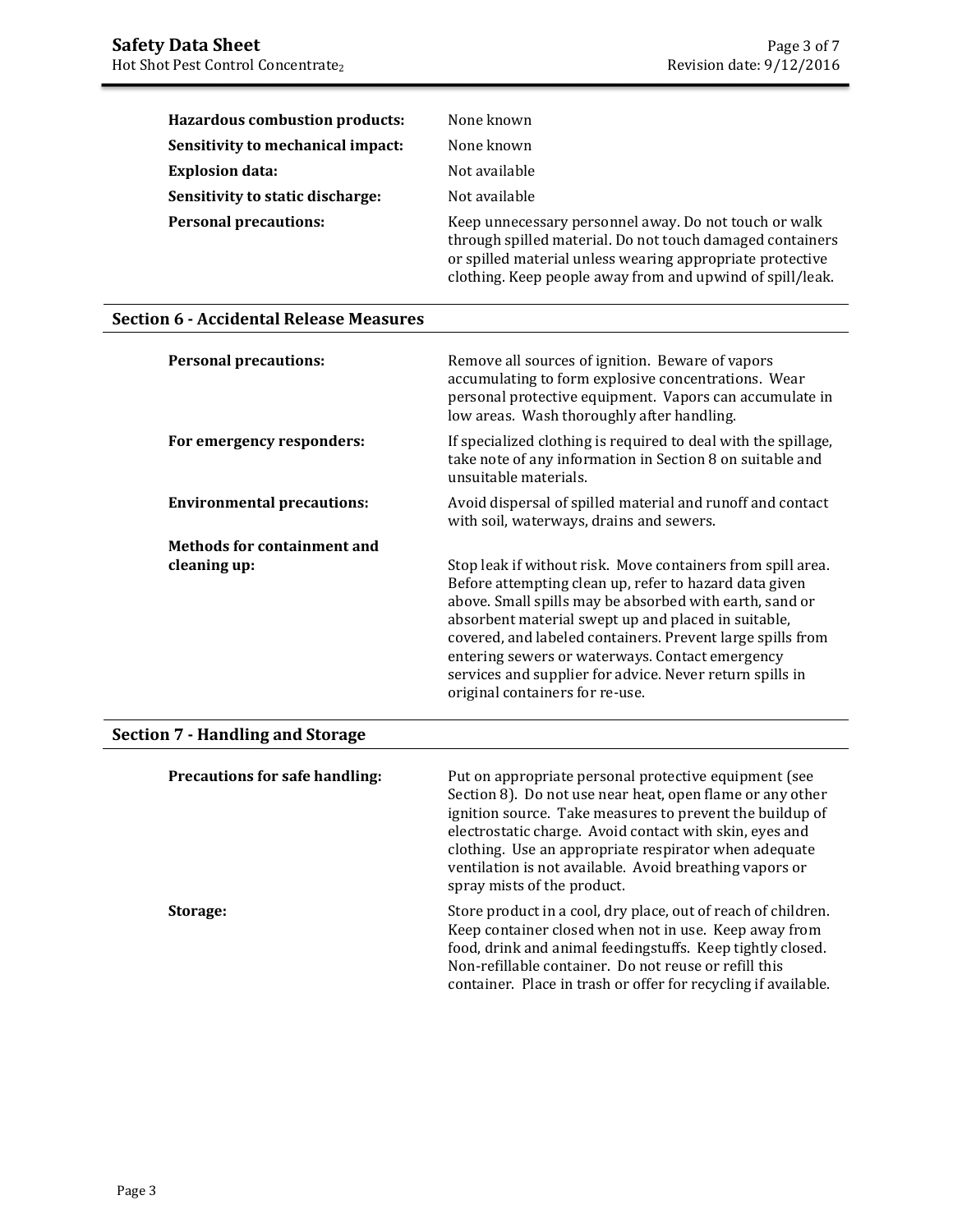**Hazardous combustion products:** None known

**Sensitivity to mechanical impact:** None known

**Explosion data:** Not available

**Sensitivity to static discharge:** Not available

**Personal precautions:** Keep unnecessary personnel away. Do not touch or walk through spilled material. Do not touch damaged containers or spilled material unless wearing appropriate protective clothing. Keep people away from and upwind of spill/leak.

## Section 6 - Accidental Release Measures

**Personal precautions:** Remove all sources of ignition. Beware of vapors accumulating to form explosive concentrations. Wear personal protective equipment. Vapors can accumulate in low areas. Wash thoroughly after handling.

**For emergency responders:** If specialized clothing is required to deal with the spillage, take note of any information in Section 8 on suitable and unsuitable materials.

**Environmental precautions:** Avoid dispersal of spilled material and runoff and contact with soil, waterways, drains and sewers.

**Methods for containment and cleaning up:** Stop leak if without risk. Move containers from spill area. Before attempting clean up, refer to hazard data given above. Small spills may be absorbed with earth, sand or absorbent material swept up and placed in suitable, covered, and labeled containers. Prevent large spills from entering sewers or waterways. Contact emergency services and supplier for advice. Never return spills in original containers for re-use.

## Section 7 - Handling and Storage

**Precautions for safe handling:** Put on appropriate personal protective equipment (see Section 8). Do not use near heat, open flame or any other ignition source. Take measures to prevent the buildup of electrostatic charge. Avoid contact with skin, eyes and clothing. Use an appropriate respirator when adequate ventilation is not available. Avoid breathing vapors or spray mists of the product.

**Storage:** Store product in a cool, dry place, out of reach of children. Keep container closed when not in use. Keep away from food, drink and animal feedingstuffs. Keep tightly closed. Non-refillable container. Do not reuse or refill this container. Place in trash or offer for recycling if available.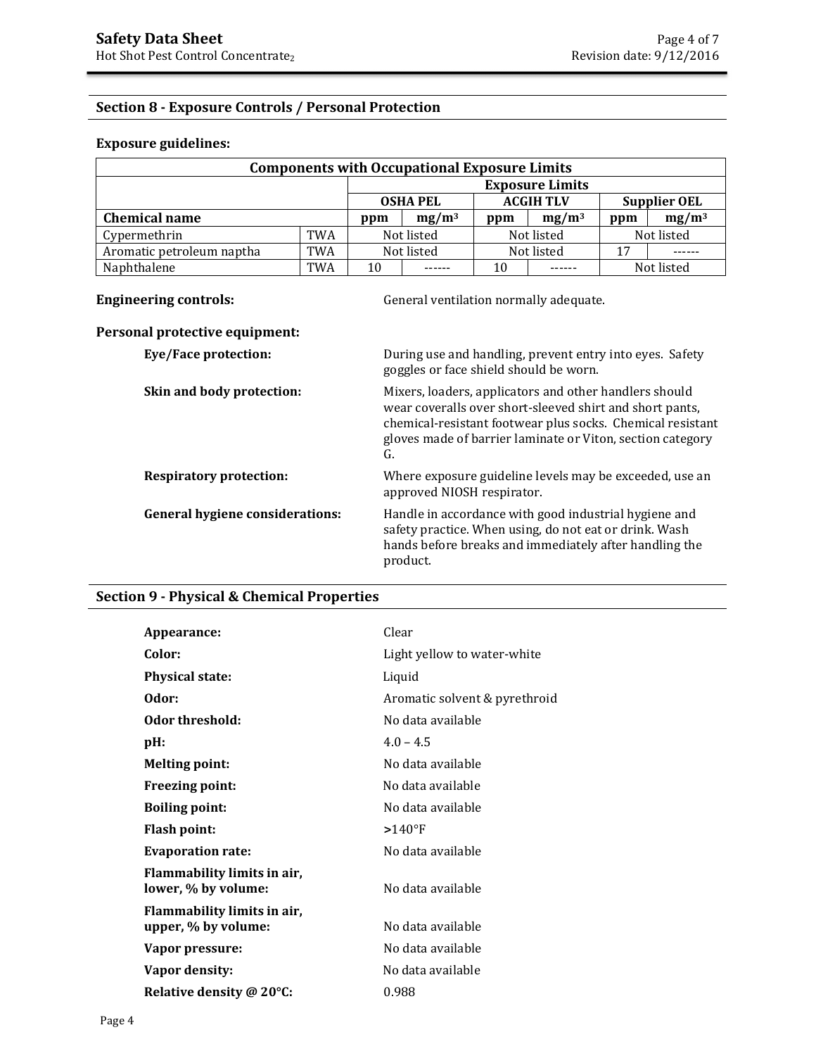## Section 8 - Exposure Controls / Personal Protection

**Exposure guidelines:**

| Components with Occupational Exposure Limits | | | | | | | | |
|---|---|---|---|---|---|---|---|---|
| | | Exposure Limits | | | | | | |
| | | OSHA PEL | | ACGIH TLV | | Supplier OEL | | |
| **Chemical name** | | **ppm** | **mg/m³** | **ppm** | **mg/m³** | **ppm** | **mg/m³** |
| Cypermethrin | TWA | Not listed | | Not listed | | Not listed | |
| Aromatic petroleum naptha | TWA | Not listed | | Not listed | | 17 | ------ |
| Naphthalene | TWA | 10 | ------ | 10 | ------ | Not listed | |

**Engineering controls:** General ventilation normally adequate.

**Personal protective equipment:**

**Eye/Face protection:** During use and handling, prevent entry into eyes. Safety goggles or face shield should be worn.

**Skin and body protection:** Mixers, loaders, applicators and other handlers should wear coveralls over short-sleeved shirt and short pants, chemical-resistant footwear plus socks. Chemical resistant gloves made of barrier laminate or Viton, section category G.

**Respiratory protection:** Where exposure guideline levels may be exceeded, use an approved NIOSH respirator.

**General hygiene considerations:** Handle in accordance with good industrial hygiene and safety practice. When using, do not eat or drink. Wash hands before breaks and immediately after handling the product.

## Section 9 - Physical & Chemical Properties

| | |
|---|---|
| **Appearance:** | Clear |
| **Color:** | Light yellow to water-white |
| **Physical state:** | Liquid |
| **Odor:** | Aromatic solvent & pyrethroid |
| **Odor threshold:** | No data available |
| **pH:** | 4.0 – 4.5 |
| **Melting point:** | No data available |
| **Freezing point:** | No data available |
| **Boiling point:** | No data available |
| **Flash point:** | >140°F |
| **Evaporation rate:** | No data available |
| **Flammability limits in air, lower, % by volume:** | No data available |
| **Flammability limits in air, upper, % by volume:** | No data available |
| **Vapor pressure:** | No data available |
| **Vapor density:** | No data available |
| **Relative density @ 20°C:** | 0.988 |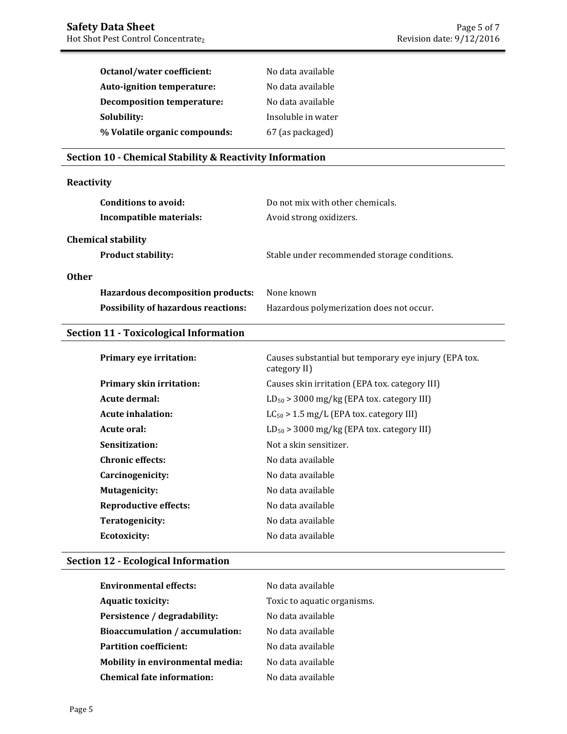| | |
|---|---|
| **Octanol/water coefficient:** | No data available |
| **Auto-ignition temperature:** | No data available |
| **Decomposition temperature:** | No data available |
| **Solubility:** | Insoluble in water |
| **% Volatile organic compounds:** | 67 (as packaged) |

## Section 10 - Chemical Stability & Reactivity Information

### Reactivity

| | |
|---|---|
| **Conditions to avoid:** | Do not mix with other chemicals. |
| **Incompatible materials:** | Avoid strong oxidizers. |

### Chemical stability

| | |
|---|---|
| **Product stability:** | Stable under recommended storage conditions. |

### Other

| | |
|---|---|
| **Hazardous decomposition products:** | None known |
| **Possibility of hazardous reactions:** | Hazardous polymerization does not occur. |

## Section 11 - Toxicological Information

| | |
|---|---|
| **Primary eye irritation:** | Causes substantial but temporary eye injury (EPA tox. category II) |
| **Primary skin irritation:** | Causes skin irritation (EPA tox. category III) |
| **Acute dermal:** | $LD_{50}$ > 3000 mg/kg (EPA tox. category III) |
| **Acute inhalation:** | $LC_{50}$ > 1.5 mg/L (EPA tox. category III) |
| **Acute oral:** | $LD_{50}$ > 3000 mg/kg (EPA tox. category III) |
| **Sensitization:** | Not a skin sensitizer. |
| **Chronic effects:** | No data available |
| **Carcinogenicity:** | No data available |
| **Mutagenicity:** | No data available |
| **Reproductive effects:** | No data available |
| **Teratogenicity:** | No data available |
| **Ecotoxicity:** | No data available |

## Section 12 - Ecological Information

| | |
|---|---|
| **Environmental effects:** | No data available |
| **Aquatic toxicity:** | Toxic to aquatic organisms. |
| **Persistence / degradability:** | No data available |
| **Bioaccumulation / accumulation:** | No data available |
| **Partition coefficient:** | No data available |
| **Mobility in environmental media:** | No data available |
| **Chemical fate information:** | No data available |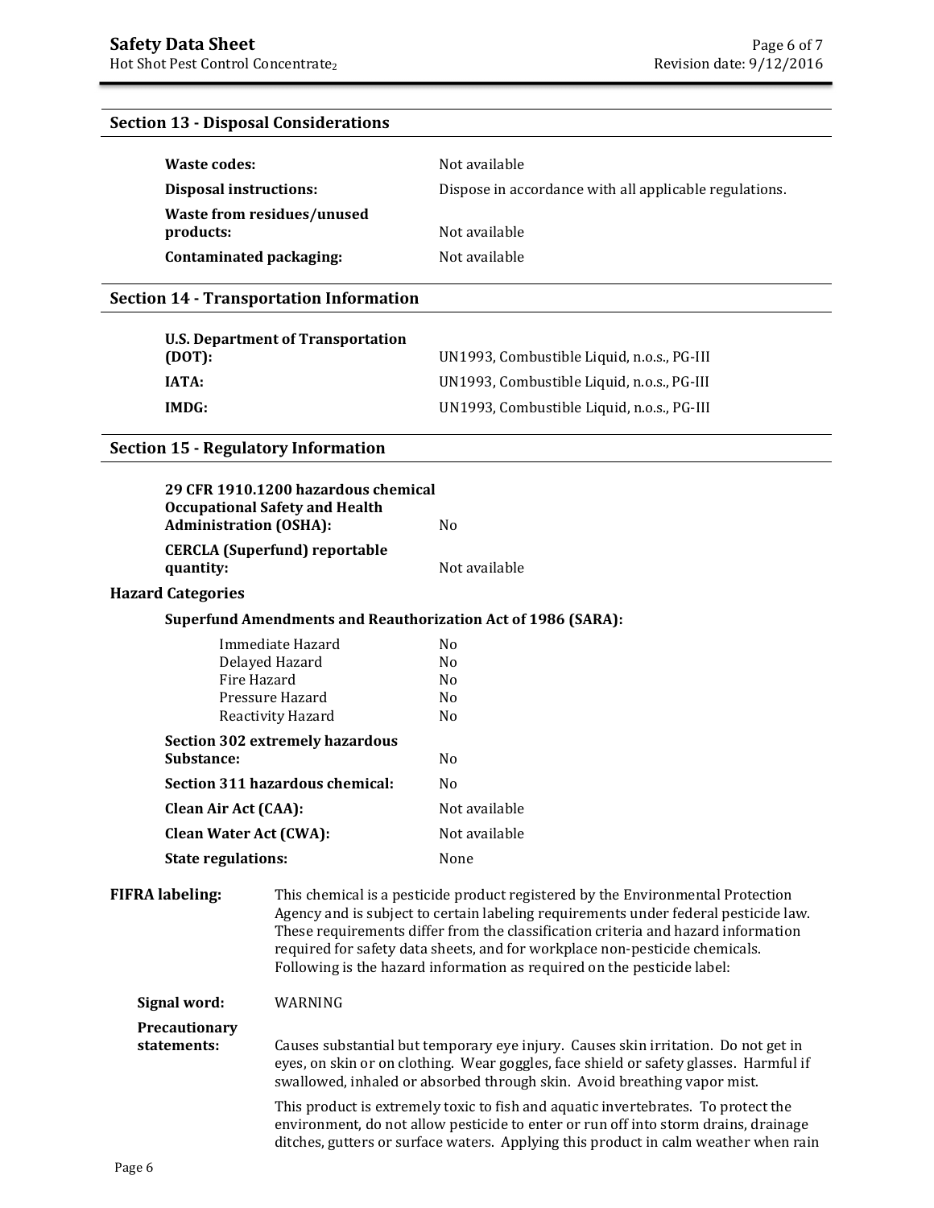## Section 13 - Disposal Considerations

| | |
|---|---|
| **Waste codes:** | Not available |
| **Disposal instructions:** | Dispose in accordance with all applicable regulations. |
| **Waste from residues/unused products:** | Not available |
| **Contaminated packaging:** | Not available |

## Section 14 - Transportation Information

| | |
|---|---|
| **U.S. Department of Transportation (DOT):** | UN1993, Combustible Liquid, n.o.s., PG-III |
| **IATA:** | UN1993, Combustible Liquid, n.o.s., PG-III |
| **IMDG:** | UN1993, Combustible Liquid, n.o.s., PG-III |

## Section 15 - Regulatory Information

| | |
|---|---|
| **29 CFR 1910.1200 hazardous chemical Occupational Safety and Health Administration (OSHA):** | No |
| **CERCLA (Superfund) reportable quantity:** | Not available |

### Hazard Categories

**Superfund Amendments and Reauthorization Act of 1986 (SARA):**

| | |
|---|---|
| Immediate Hazard | No |
| Delayed Hazard | No |
| Fire Hazard | No |
| Pressure Hazard | No |
| Reactivity Hazard | No |

| | |
|---|---|
| **Section 302 extremely hazardous Substance:** | No |
| **Section 311 hazardous chemical:** | No |
| **Clean Air Act (CAA):** | Not available |
| **Clean Water Act (CWA):** | Not available |
| **State regulations:** | None |

**FIFRA labeling:** This chemical is a pesticide product registered by the Environmental Protection Agency and is subject to certain labeling requirements under federal pesticide law. These requirements differ from the classification criteria and hazard information required for safety data sheets, and for workplace non-pesticide chemicals. Following is the hazard information as required on the pesticide label:

**Signal word:** WARNING

**Precautionary statements:** Causes substantial but temporary eye injury. Causes skin irritation. Do not get in eyes, on skin or on clothing. Wear goggles, face shield or safety glasses. Harmful if swallowed, inhaled or absorbed through skin. Avoid breathing vapor mist.

This product is extremely toxic to fish and aquatic invertebrates. To protect the environment, do not allow pesticide to enter or run off into storm drains, drainage ditches, gutters or surface waters. Applying this product in calm weather when rain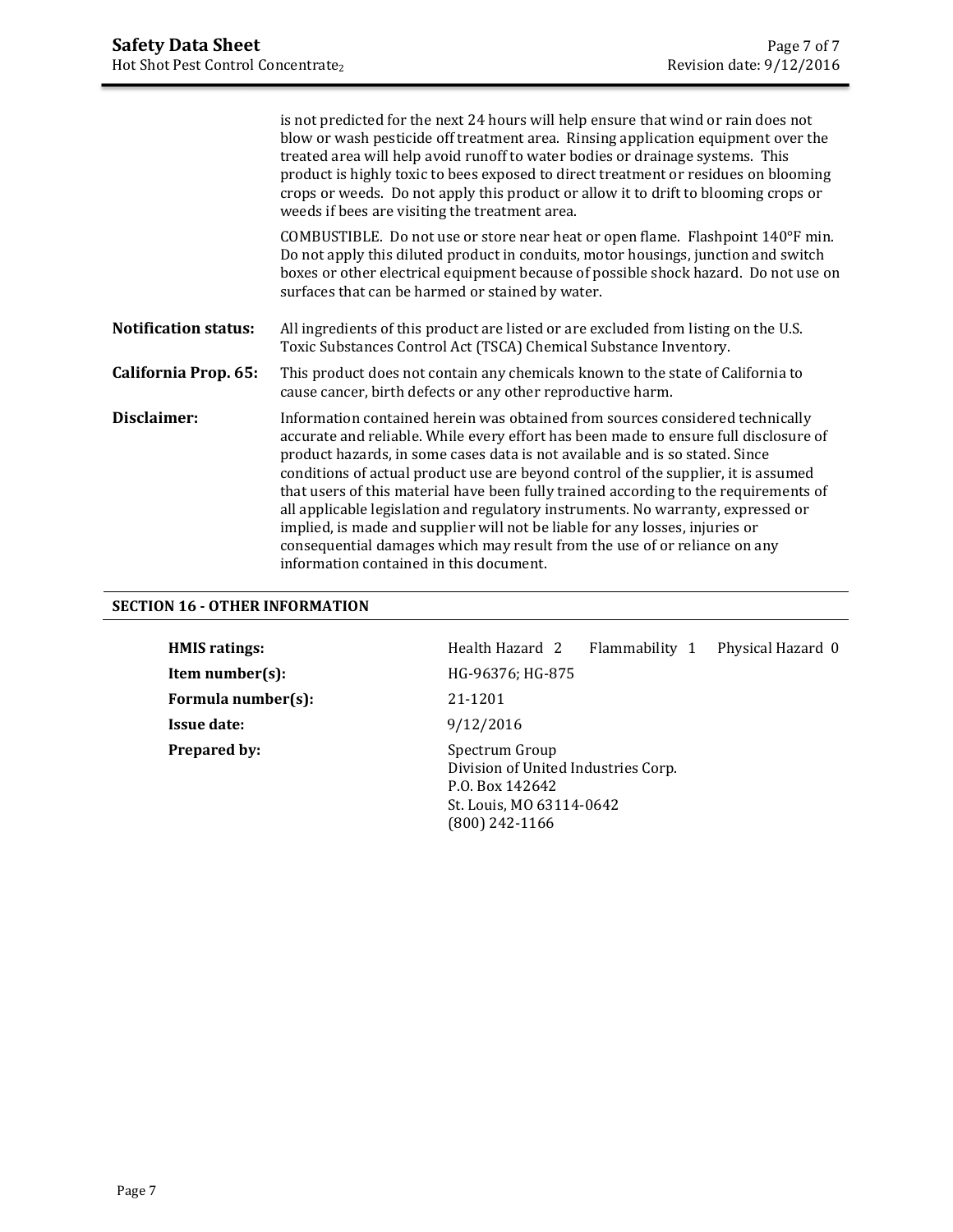is not predicted for the next 24 hours will help ensure that wind or rain does not blow or wash pesticide off treatment area. Rinsing application equipment over the treated area will help avoid runoff to water bodies or drainage systems. This product is highly toxic to bees exposed to direct treatment or residues on blooming crops or weeds. Do not apply this product or allow it to drift to blooming crops or weeds if bees are visiting the treatment area.

COMBUSTIBLE. Do not use or store near heat or open flame. Flashpoint 140°F min. Do not apply this diluted product in conduits, motor housings, junction and switch boxes or other electrical equipment because of possible shock hazard. Do not use on surfaces that can be harmed or stained by water.

**Notification status:** All ingredients of this product are listed or are excluded from listing on the U.S. Toxic Substances Control Act (TSCA) Chemical Substance Inventory.

**California Prop. 65:** This product does not contain any chemicals known to the state of California to cause cancer, birth defects or any other reproductive harm.

**Disclaimer:** Information contained herein was obtained from sources considered technically accurate and reliable. While every effort has been made to ensure full disclosure of product hazards, in some cases data is not available and is so stated. Since conditions of actual product use are beyond control of the supplier, it is assumed that users of this material have been fully trained according to the requirements of all applicable legislation and regulatory instruments. No warranty, expressed or implied, is made and supplier will not be liable for any losses, injuries or consequential damages which may result from the use of or reliance on any information contained in this document.

## SECTION 16 - OTHER INFORMATION

**HMIS ratings:** Health Hazard 2 Flammability 1 Physical Hazard 0

**Item number(s):** HG-96376; HG-875

**Formula number(s):** 21-1201

**Issue date:** 9/12/2016

**Prepared by:** Spectrum Group
Division of United Industries Corp.
P.O. Box 142642
St. Louis, MO 63114-0642
(800) 242-1166